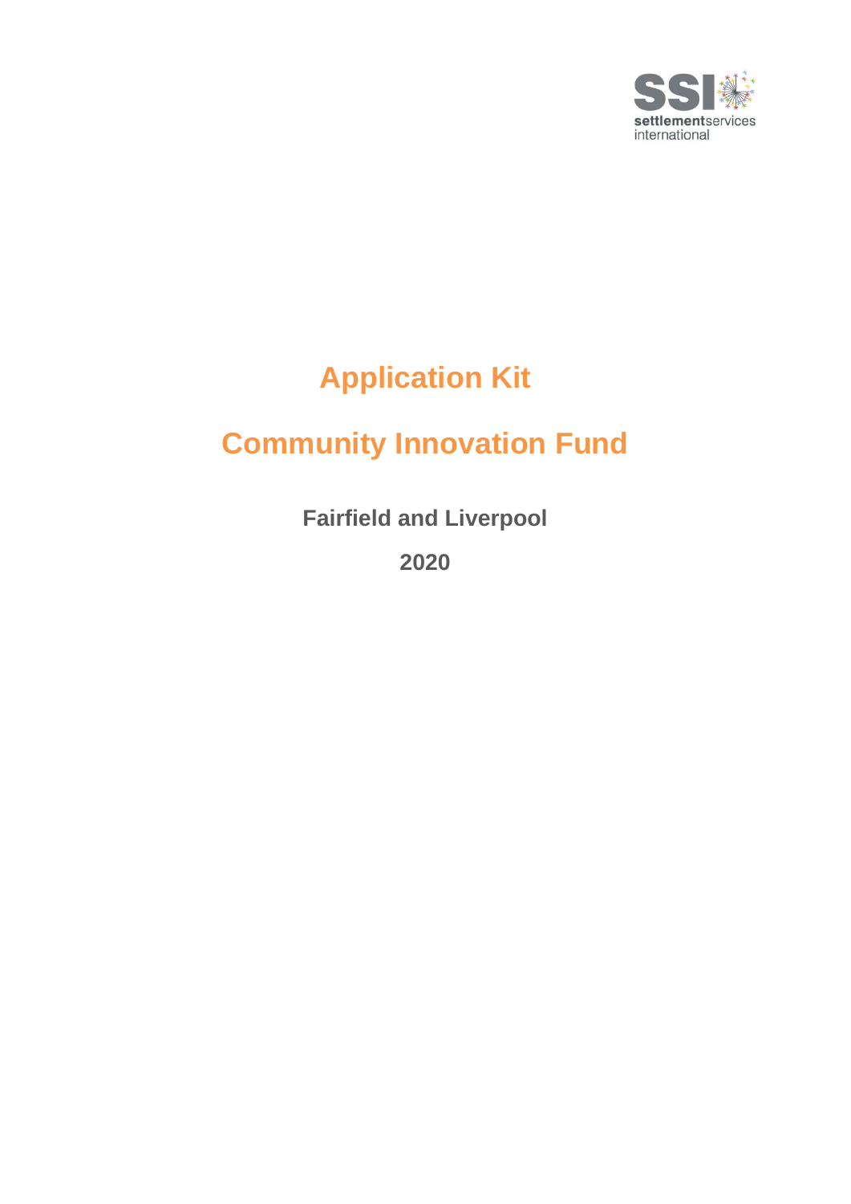# Application Kit

# Community Innovation Fund

**Fairfield and Liverpool**

**2020**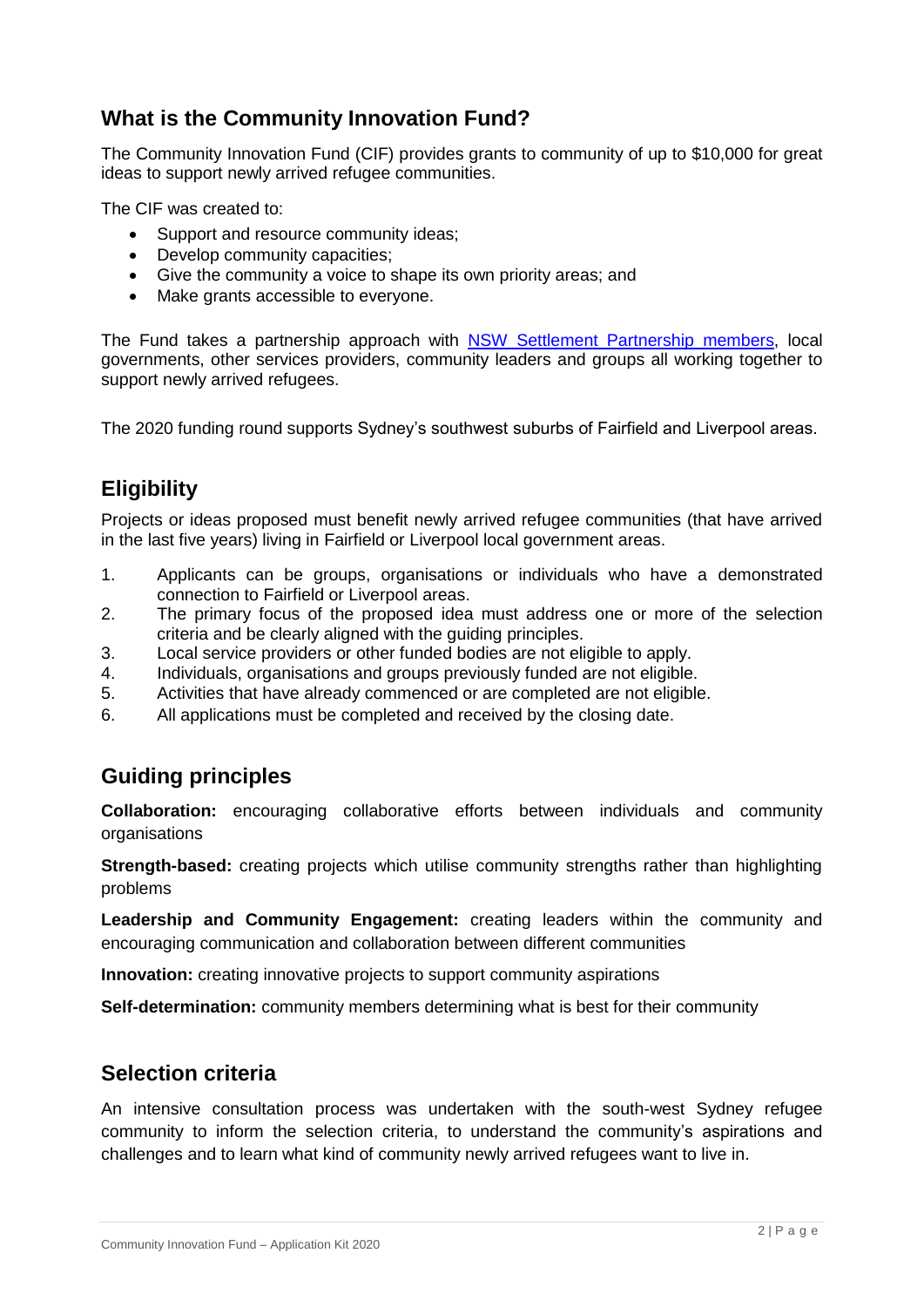## What is the Community Innovation Fund?

The Community Innovation Fund (CIF) provides grants to community of up to $10,000 for great ideas to support newly arrived refugee communities.

The CIF was created to:

- Support and resource community ideas;
- Develop community capacities;
- Give the community a voice to shape its own priority areas; and
- Make grants accessible to everyone.

The Fund takes a partnership approach with NSW Settlement Partnership members, local governments, other services providers, community leaders and groups all working together to support newly arrived refugees.

The 2020 funding round supports Sydney's southwest suburbs of Fairfield and Liverpool areas.

## Eligibility

Projects or ideas proposed must benefit newly arrived refugee communities (that have arrived in the last five years) living in Fairfield or Liverpool local government areas.

1. Applicants can be groups, organisations or individuals who have a demonstrated connection to Fairfield or Liverpool areas.
2. The primary focus of the proposed idea must address one or more of the selection criteria and be clearly aligned with the guiding principles.
3. Local service providers or other funded bodies are not eligible to apply.
4. Individuals, organisations and groups previously funded are not eligible.
5. Activities that have already commenced or are completed are not eligible.
6. All applications must be completed and received by the closing date.

## Guiding principles

**Collaboration:** encouraging collaborative efforts between individuals and community organisations

**Strength-based:** creating projects which utilise community strengths rather than highlighting problems

**Leadership and Community Engagement:** creating leaders within the community and encouraging communication and collaboration between different communities

**Innovation:** creating innovative projects to support community aspirations

**Self-determination:** community members determining what is best for their community

## Selection criteria

An intensive consultation process was undertaken with the south-west Sydney refugee community to inform the selection criteria, to understand the community's aspirations and challenges and to learn what kind of community newly arrived refugees want to live in.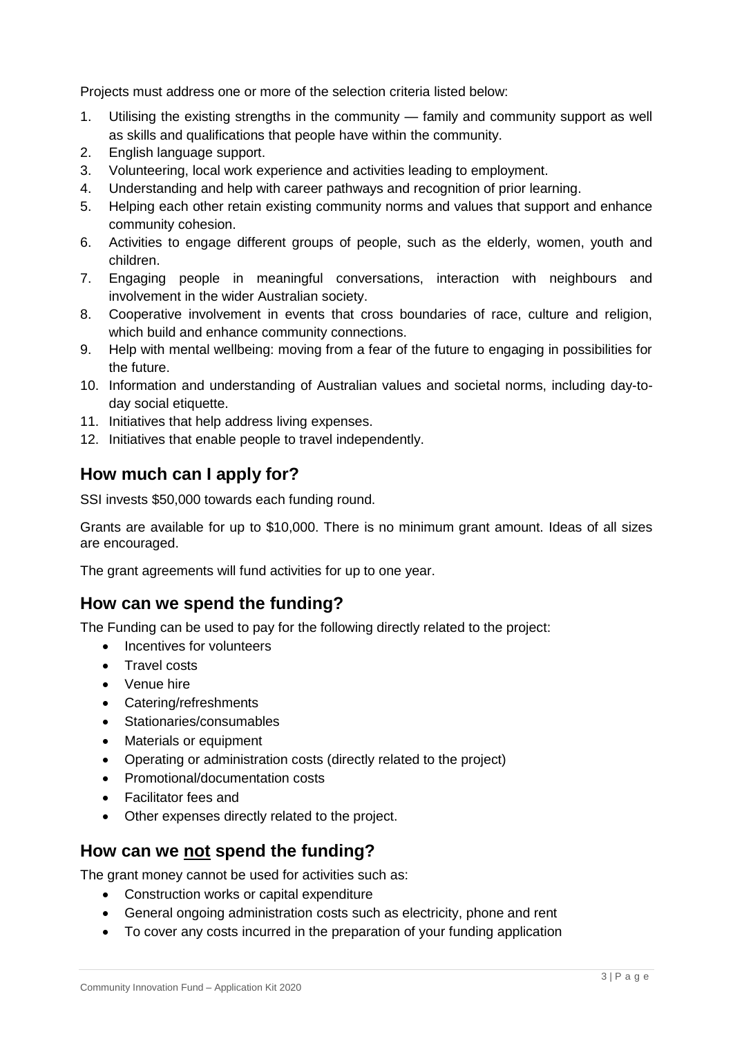Projects must address one or more of the selection criteria listed below:

1. Utilising the existing strengths in the community — family and community support as well as skills and qualifications that people have within the community.
2. English language support.
3. Volunteering, local work experience and activities leading to employment.
4. Understanding and help with career pathways and recognition of prior learning.
5. Helping each other retain existing community norms and values that support and enhance community cohesion.
6. Activities to engage different groups of people, such as the elderly, women, youth and children.
7. Engaging people in meaningful conversations, interaction with neighbours and involvement in the wider Australian society.
8. Cooperative involvement in events that cross boundaries of race, culture and religion, which build and enhance community connections.
9. Help with mental wellbeing: moving from a fear of the future to engaging in possibilities for the future.
10. Information and understanding of Australian values and societal norms, including day-to-day social etiquette.
11. Initiatives that help address living expenses.
12. Initiatives that enable people to travel independently.

## How much can I apply for?

SSI invests $50,000 towards each funding round.

Grants are available for up to $10,000. There is no minimum grant amount. Ideas of all sizes are encouraged.

The grant agreements will fund activities for up to one year.

## How can we spend the funding?

The Funding can be used to pay for the following directly related to the project:

- Incentives for volunteers
- Travel costs
- Venue hire
- Catering/refreshments
- Stationaries/consumables
- Materials or equipment
- Operating or administration costs (directly related to the project)
- Promotional/documentation costs
- Facilitator fees and
- Other expenses directly related to the project.

## How can we <u>not</u> spend the funding?

The grant money cannot be used for activities such as:

- Construction works or capital expenditure
- General ongoing administration costs such as electricity, phone and rent
- To cover any costs incurred in the preparation of your funding application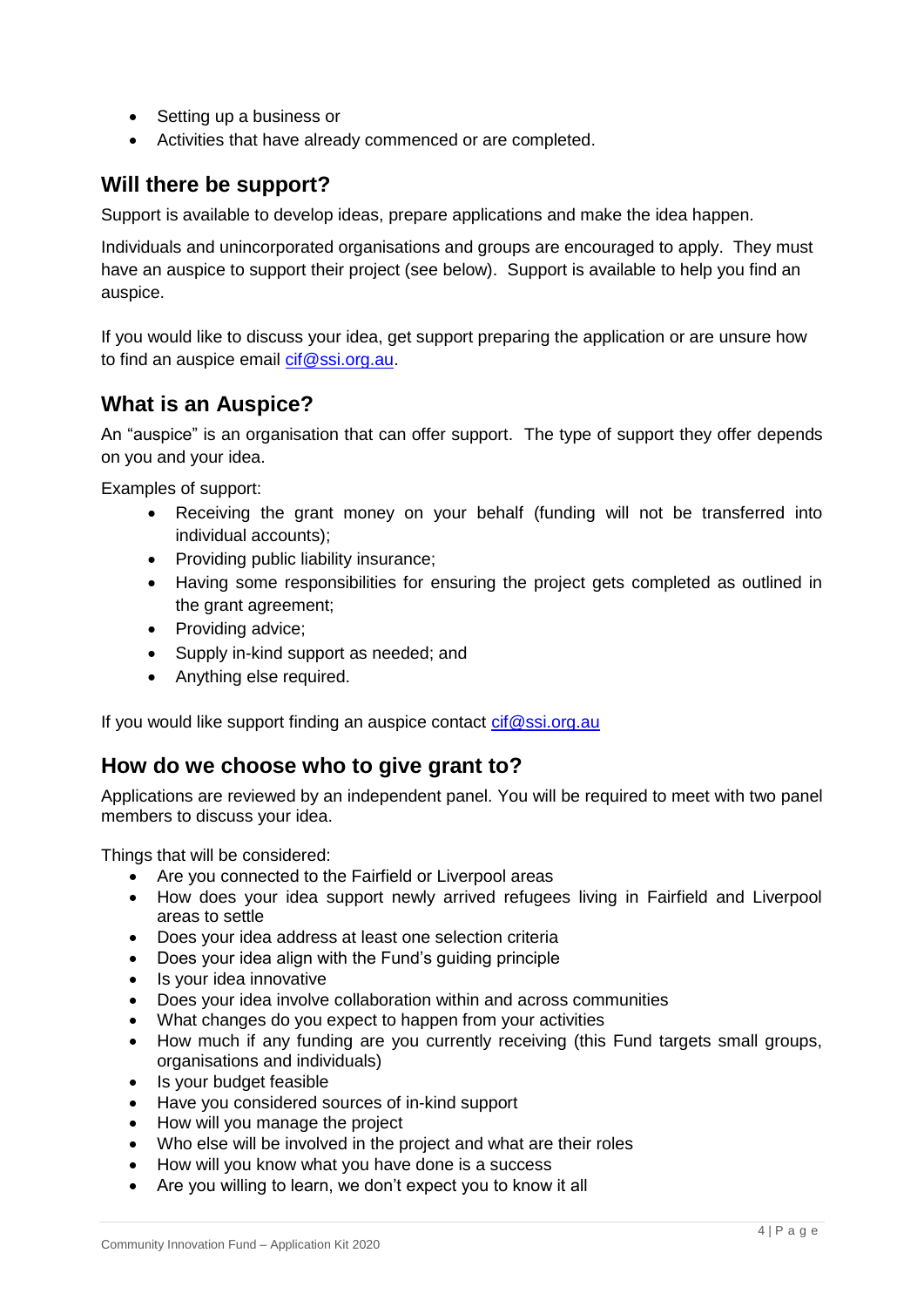- Setting up a business or
- Activities that have already commenced or are completed.

## Will there be support?

Support is available to develop ideas, prepare applications and make the idea happen.

Individuals and unincorporated organisations and groups are encouraged to apply. They must have an auspice to support their project (see below). Support is available to help you find an auspice.

If you would like to discuss your idea, get support preparing the application or are unsure how to find an auspice email cif@ssi.org.au.

## What is an Auspice?

An "auspice" is an organisation that can offer support. The type of support they offer depends on you and your idea.

Examples of support:

- Receiving the grant money on your behalf (funding will not be transferred into individual accounts);
- Providing public liability insurance;
- Having some responsibilities for ensuring the project gets completed as outlined in the grant agreement;
- Providing advice;
- Supply in-kind support as needed; and
- Anything else required.

If you would like support finding an auspice contact cif@ssi.org.au

## How do we choose who to give grant to?

Applications are reviewed by an independent panel. You will be required to meet with two panel members to discuss your idea.

Things that will be considered:

- Are you connected to the Fairfield or Liverpool areas
- How does your idea support newly arrived refugees living in Fairfield and Liverpool areas to settle
- Does your idea address at least one selection criteria
- Does your idea align with the Fund's guiding principle
- Is your idea innovative
- Does your idea involve collaboration within and across communities
- What changes do you expect to happen from your activities
- How much if any funding are you currently receiving (this Fund targets small groups, organisations and individuals)
- Is your budget feasible
- Have you considered sources of in-kind support
- How will you manage the project
- Who else will be involved in the project and what are their roles
- How will you know what you have done is a success
- Are you willing to learn, we don't expect you to know it all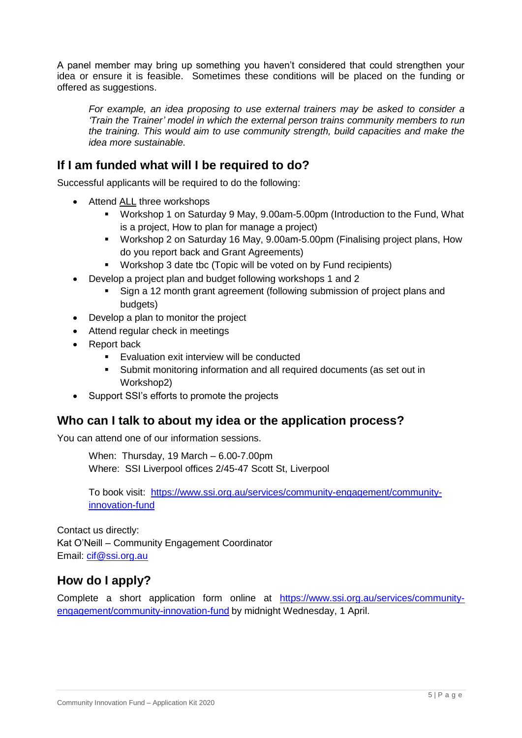A panel member may bring up something you haven't considered that could strengthen your idea or ensure it is feasible. Sometimes these conditions will be placed on the funding or offered as suggestions.

> *For example, an idea proposing to use external trainers may be asked to consider a 'Train the Trainer' model in which the external person trains community members to run the training. This would aim to use community strength, build capacities and make the idea more sustainable.*

## If I am funded what will I be required to do?

Successful applicants will be required to do the following:

- Attend <u>ALL</u> three workshops
  - Workshop 1 on Saturday 9 May, 9.00am-5.00pm (Introduction to the Fund, What is a project, How to plan for manage a project)
  - Workshop 2 on Saturday 16 May, 9.00am-5.00pm (Finalising project plans, How do you report back and Grant Agreements)
  - Workshop 3 date tbc (Topic will be voted on by Fund recipients)
- Develop a project plan and budget following workshops 1 and 2
  - Sign a 12 month grant agreement (following submission of project plans and budgets)
- Develop a plan to monitor the project
- Attend regular check in meetings
- Report back
  - Evaluation exit interview will be conducted
  - Submit monitoring information and all required documents (as set out in Workshop2)
- Support SSI's efforts to promote the projects

## Who can I talk to about my idea or the application process?

You can attend one of our information sessions.

> When: Thursday, 19 March – 6.00-7.00pm
> Where: SSI Liverpool offices 2/45-47 Scott St, Liverpool
>
> To book visit: [https://www.ssi.org.au/services/community-engagement/community-innovation-fund](https://www.ssi.org.au/services/community-engagement/community-innovation-fund)

Contact us directly:
Kat O'Neill – Community Engagement Coordinator
Email: [cif@ssi.org.au](mailto:cif@ssi.org.au)

## How do I apply?

Complete a short application form online at [https://www.ssi.org.au/services/community-engagement/community-innovation-fund](https://www.ssi.org.au/services/community-engagement/community-innovation-fund) by midnight Wednesday, 1 April.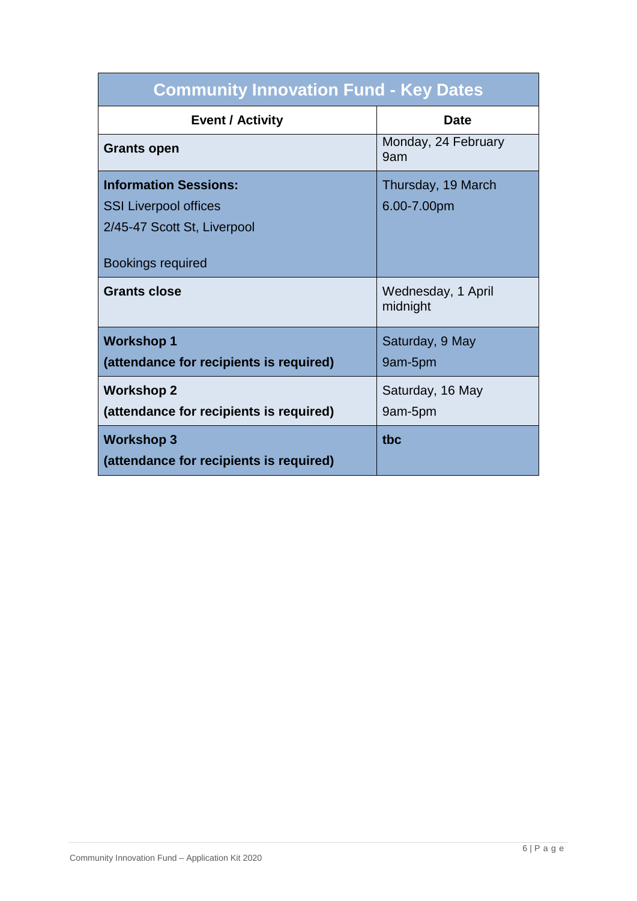| Community Innovation Fund - Key Dates | |
|---|---|
| **Event / Activity** | **Date** |
| **Grants open** | Monday, 24 February 9am |
| **Information Sessions:** SSI Liverpool offices 2/45-47 Scott St, Liverpool Bookings required | Thursday, 19 March 6.00-7.00pm |
| **Grants close** | Wednesday, 1 April midnight |
| **Workshop 1 (attendance for recipients is required)** | Saturday, 9 May 9am-5pm |
| **Workshop 2 (attendance for recipients is required)** | Saturday, 16 May 9am-5pm |
| **Workshop 3 (attendance for recipients is required)** | **tbc** |